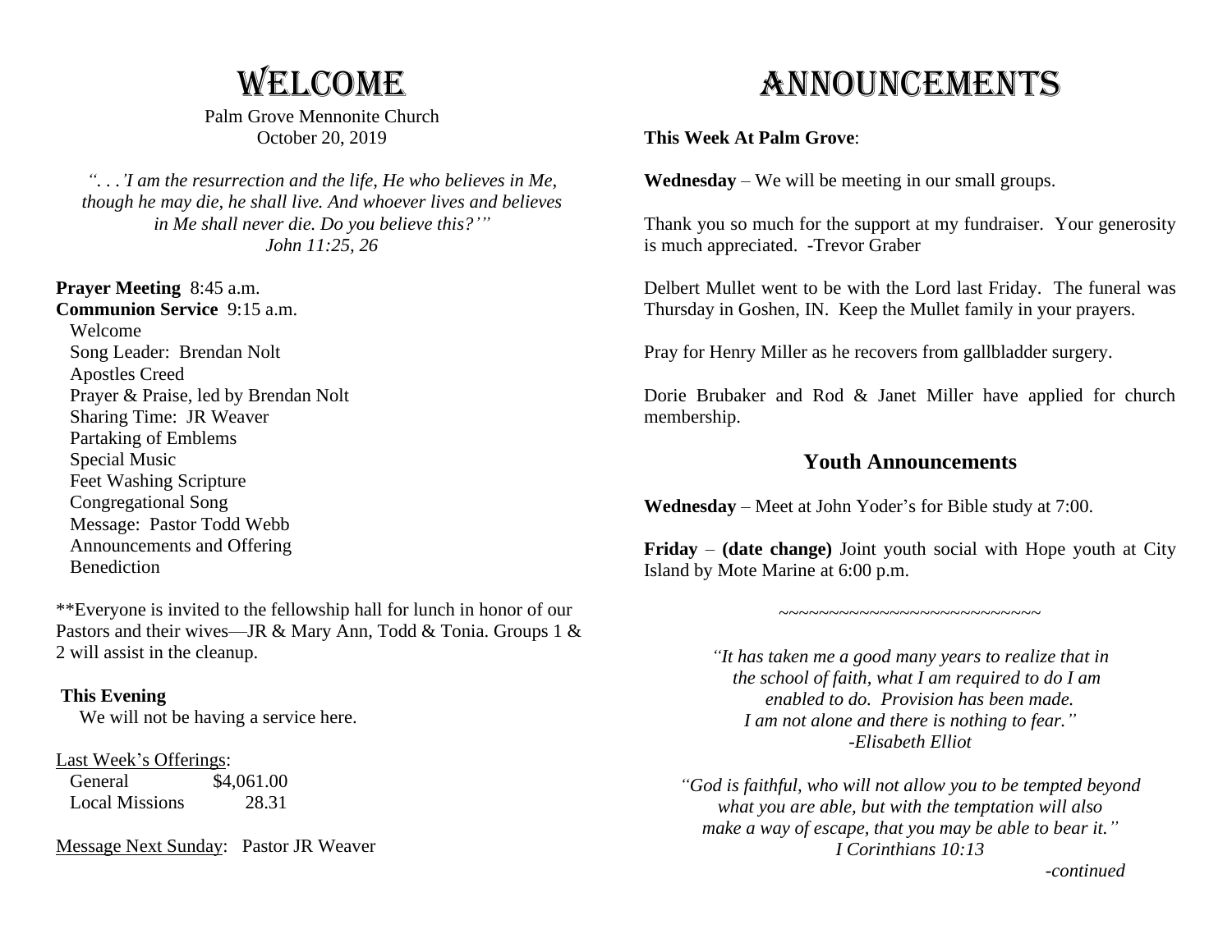# WELCOME

Palm Grove Mennonite Church
October 20, 2019

*". . .'I am the resurrection and the life, He who believes in Me, though he may die, he shall live. And whoever lives and believes in Me shall never die. Do you believe this?'"*
*John 11:25, 26*

**Prayer Meeting** 8:45 a.m.
**Communion Service** 9:15 a.m.

- Welcome
- Song Leader: Brendan Nolt
- Apostles Creed
- Prayer & Praise, led by Brendan Nolt
- Sharing Time: JR Weaver
- Partaking of Emblems
- Special Music
- Feet Washing Scripture
- Congregational Song
- Message: Pastor Todd Webb
- Announcements and Offering
- Benediction

**Everyone is invited to the fellowship hall for lunch in honor of our Pastors and their wives—JR & Mary Ann, Todd & Tonia. Groups 1 & 2 will assist in the cleanup.

**This Evening**
We will not be having a service here.

Last Week's Offerings:

| | |
|---|---|
| General | $4,061.00 |
| Local Missions | 28.31 |

Message Next Sunday: Pastor JR Weaver

# ANNOUNCEMENTS

**This Week At Palm Grove**:

**Wednesday** – We will be meeting in our small groups.

Thank you so much for the support at my fundraiser. Your generosity is much appreciated. -Trevor Graber

Delbert Mullet went to be with the Lord last Friday. The funeral was Thursday in Goshen, IN. Keep the Mullet family in your prayers.

Pray for Henry Miller as he recovers from gallbladder surgery.

Dorie Brubaker and Rod & Janet Miller have applied for church membership.

## Youth Announcements

**Wednesday** – Meet at John Yoder's for Bible study at 7:00.

**Friday** – **(date change)** Joint youth social with Hope youth at City Island by Mote Marine at 6:00 p.m.

~~~~~~~~~~~~~~~~~~~~~~~~~~~

*"It has taken me a good many years to realize that in the school of faith, what I am required to do I am enabled to do. Provision has been made. I am not alone and there is nothing to fear."*
*-Elisabeth Elliot*

*"God is faithful, who will not allow you to be tempted beyond what you are able, but with the temptation will also make a way of escape, that you may be able to bear it."*
*I Corinthians 10:13*

*-continued*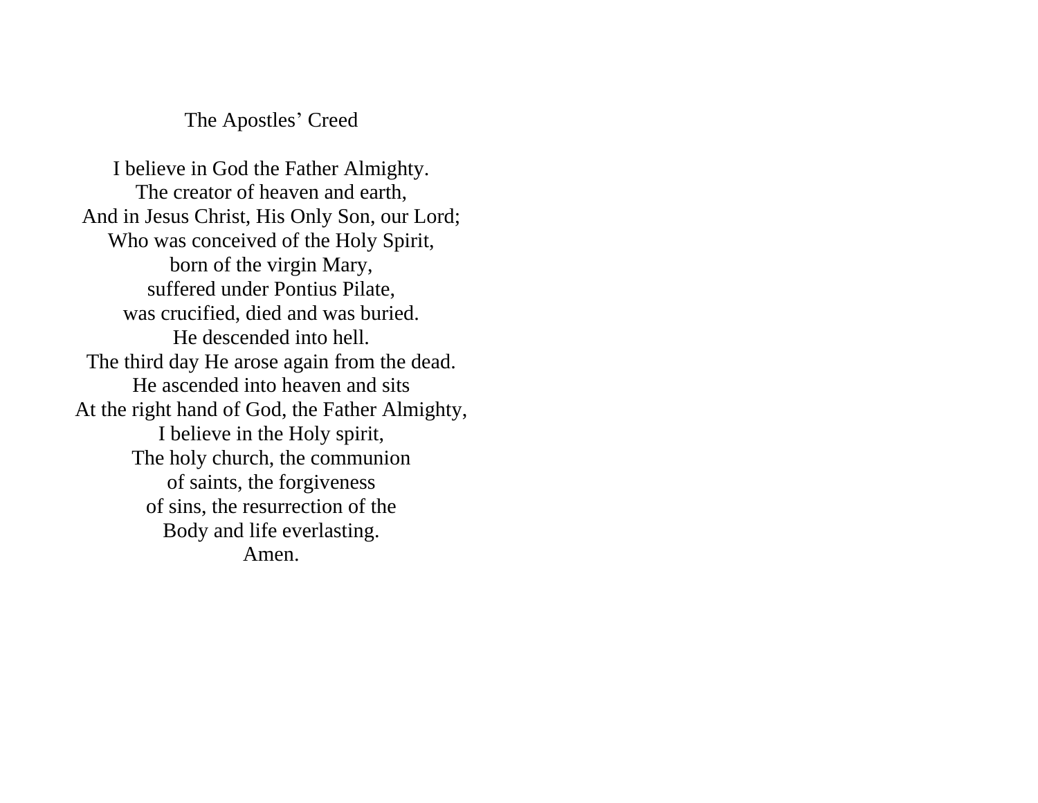# The Apostles' Creed

I believe in God the Father Almighty.
The creator of heaven and earth,
And in Jesus Christ, His Only Son, our Lord;
Who was conceived of the Holy Spirit,
born of the virgin Mary,
suffered under Pontius Pilate,
was crucified, died and was buried.
He descended into hell.
The third day He arose again from the dead.
He ascended into heaven and sits
At the right hand of God, the Father Almighty,
I believe in the Holy spirit,
The holy church, the communion
of saints, the forgiveness
of sins, the resurrection of the
Body and life everlasting.
Amen.